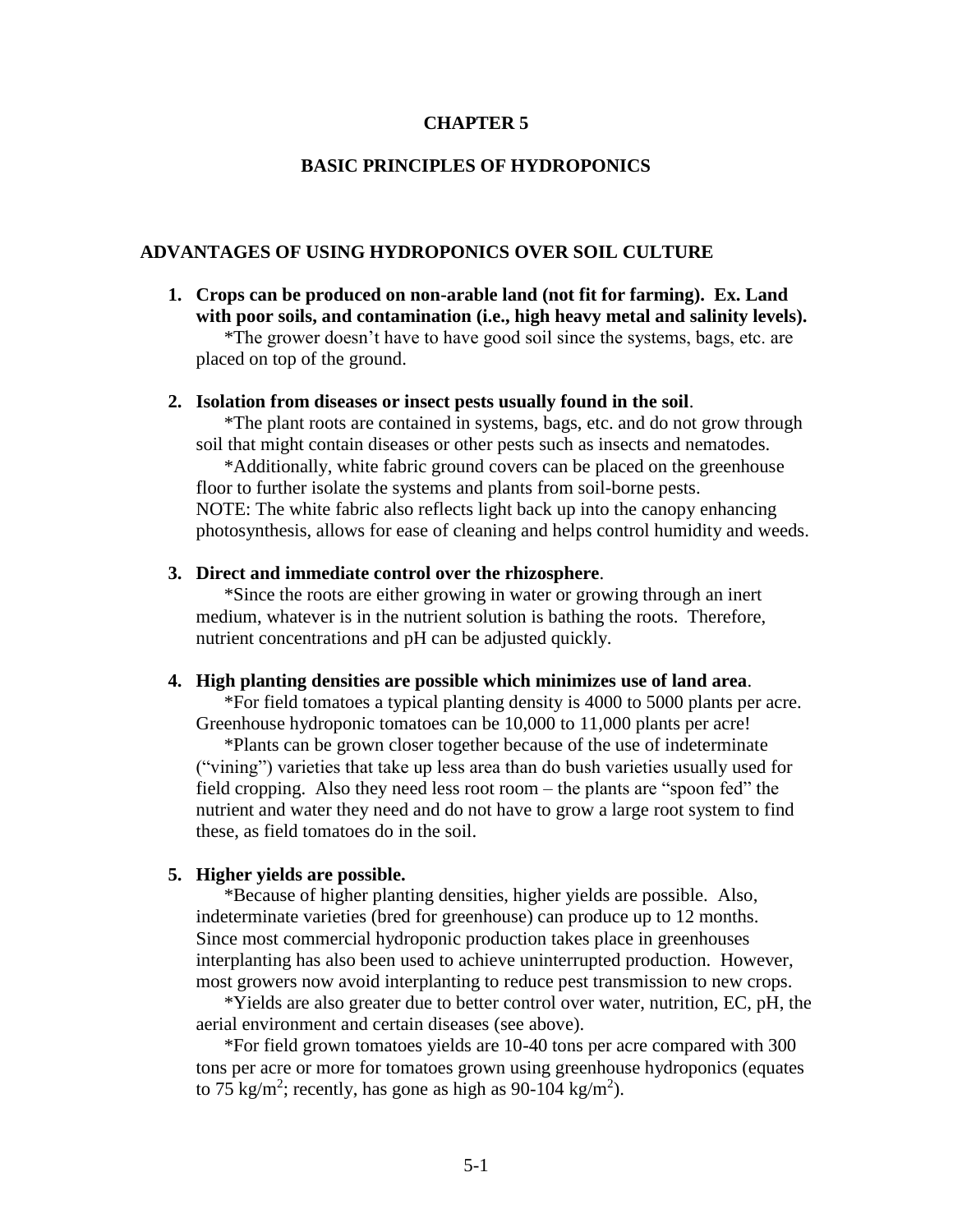# CHAPTER 5

# BASIC PRINCIPLES OF HYDROPONICS

## ADVANTAGES OF USING HYDROPONICS OVER SOIL CULTURE

1. **Crops can be produced on non-arable land (not fit for farming). Ex. Land with poor soils, and contamination (i.e., high heavy metal and salinity levels).**
   *The grower doesn't have to have good soil since the systems, bags, etc. are placed on top of the ground.

2. **Isolation from diseases or insect pests usually found in the soil**.
   *The plant roots are contained in systems, bags, etc. and do not grow through soil that might contain diseases or other pests such as insects and nematodes.
   *Additionally, white fabric ground covers can be placed on the greenhouse floor to further isolate the systems and plants from soil-borne pests.
   NOTE: The white fabric also reflects light back up into the canopy enhancing photosynthesis, allows for ease of cleaning and helps control humidity and weeds.

3. **Direct and immediate control over the rhizosphere**.
   *Since the roots are either growing in water or growing through an inert medium, whatever is in the nutrient solution is bathing the roots. Therefore, nutrient concentrations and pH can be adjusted quickly.

4. **High planting densities are possible which minimizes use of land area**.
   *For field tomatoes a typical planting density is 4000 to 5000 plants per acre. Greenhouse hydroponic tomatoes can be 10,000 to 11,000 plants per acre!
   *Plants can be grown closer together because of the use of indeterminate ("vining") varieties that take up less area than do bush varieties usually used for field cropping. Also they need less root room – the plants are "spoon fed" the nutrient and water they need and do not have to grow a large root system to find these, as field tomatoes do in the soil.

5. **Higher yields are possible.**
   *Because of higher planting densities, higher yields are possible. Also, indeterminate varieties (bred for greenhouse) can produce up to 12 months. Since most commercial hydroponic production takes place in greenhouses interplanting has also been used to achieve uninterrupted production. However, most growers now avoid interplanting to reduce pest transmission to new crops.
   *Yields are also greater due to better control over water, nutrition, EC, pH, the aerial environment and certain diseases (see above).
   *For field grown tomatoes yields are 10-40 tons per acre compared with 300 tons per acre or more for tomatoes grown using greenhouse hydroponics (equates to 75 $kg/m^2$; recently, has gone as high as 90-104 $kg/m^2$).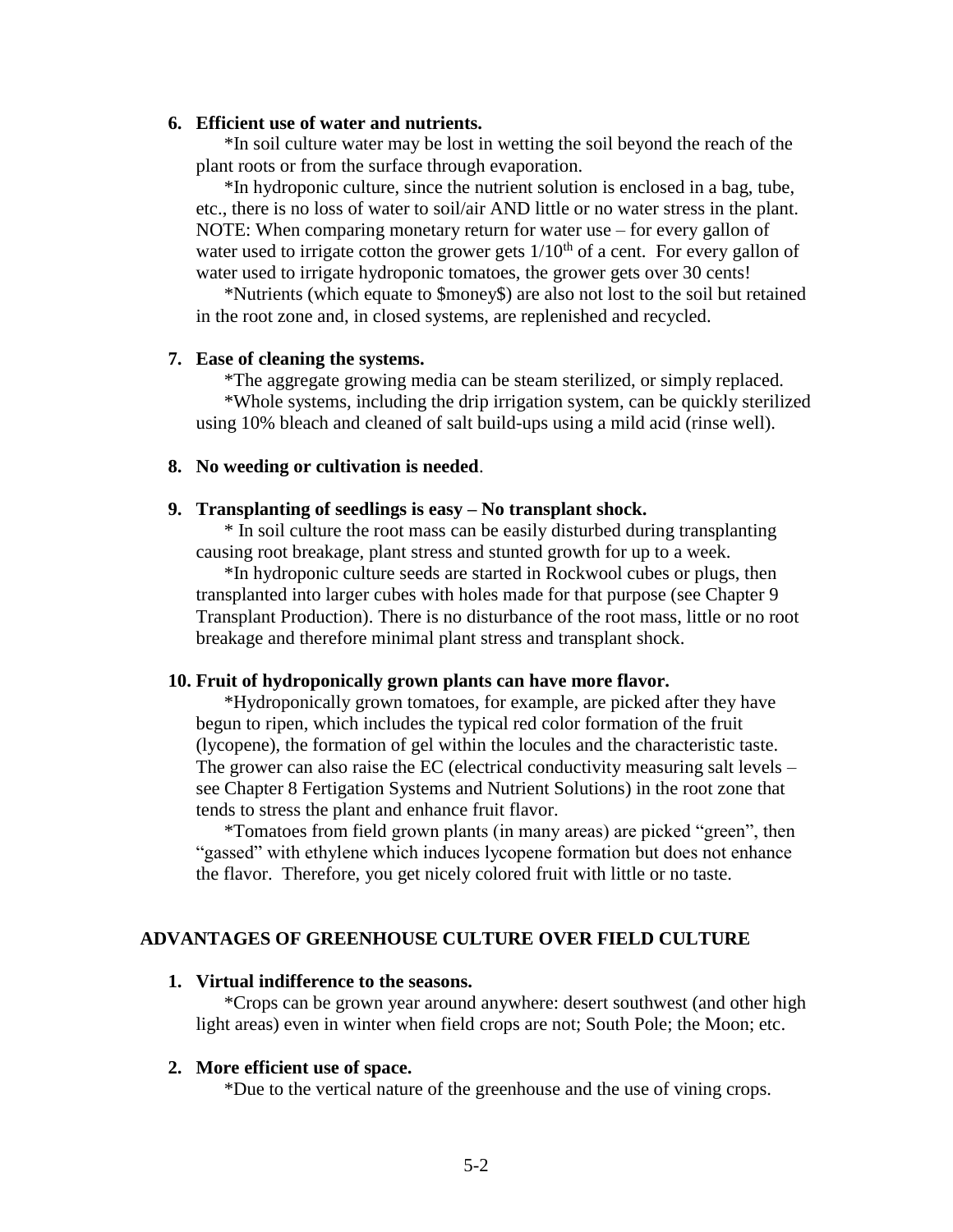6. **Efficient use of water and nutrients.**

   *In soil culture water may be lost in wetting the soil beyond the reach of the plant roots or from the surface through evaporation.

   *In hydroponic culture, since the nutrient solution is enclosed in a bag, tube, etc., there is no loss of water to soil/air AND little or no water stress in the plant. NOTE: When comparing monetary return for water use – for every gallon of water used to irrigate cotton the grower gets $1/10^{th}$ of a cent. For every gallon of water used to irrigate hydroponic tomatoes, the grower gets over 30 cents!

   *Nutrients (which equate to $money$) are also not lost to the soil but retained in the root zone and, in closed systems, are replenished and recycled.

7. **Ease of cleaning the systems.**

   *The aggregate growing media can be steam sterilized, or simply replaced.

   *Whole systems, including the drip irrigation system, can be quickly sterilized using 10% bleach and cleaned of salt build-ups using a mild acid (rinse well).

8. **No weeding or cultivation is needed**.

9. **Transplanting of seedlings is easy – No transplant shock.**

   * In soil culture the root mass can be easily disturbed during transplanting causing root breakage, plant stress and stunted growth for up to a week.

   *In hydroponic culture seeds are started in Rockwool cubes or plugs, then transplanted into larger cubes with holes made for that purpose (see Chapter 9 Transplant Production). There is no disturbance of the root mass, little or no root breakage and therefore minimal plant stress and transplant shock.

10. **Fruit of hydroponically grown plants can have more flavor.**

    *Hydroponically grown tomatoes, for example, are picked after they have begun to ripen, which includes the typical red color formation of the fruit (lycopene), the formation of gel within the locules and the characteristic taste. The grower can also raise the EC (electrical conductivity measuring salt levels – see Chapter 8 Fertigation Systems and Nutrient Solutions) in the root zone that tends to stress the plant and enhance fruit flavor.

    *Tomatoes from field grown plants (in many areas) are picked "green", then "gassed" with ethylene which induces lycopene formation but does not enhance the flavor. Therefore, you get nicely colored fruit with little or no taste.

## ADVANTAGES OF GREENHOUSE CULTURE OVER FIELD CULTURE

1. **Virtual indifference to the seasons.**

   *Crops can be grown year around anywhere: desert southwest (and other high light areas) even in winter when field crops are not; South Pole; the Moon; etc.

2. **More efficient use of space.**

   *Due to the vertical nature of the greenhouse and the use of vining crops.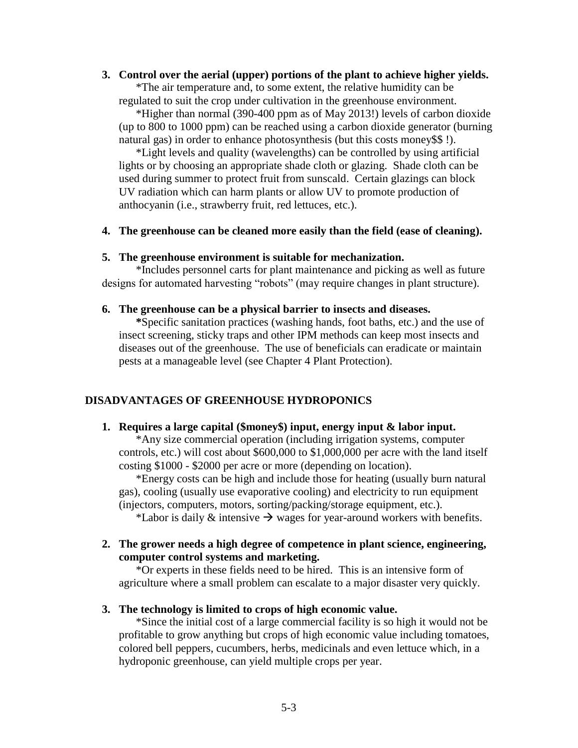3. **Control over the aerial (upper) portions of the plant to achieve higher yields.**

    *The air temperature and, to some extent, the relative humidity can be regulated to suit the crop under cultivation in the greenhouse environment.

    *Higher than normal (390-400 ppm as of May 2013!) levels of carbon dioxide (up to 800 to 1000 ppm) can be reached using a carbon dioxide generator (burning natural gas) in order to enhance photosynthesis (but this costs money$$ !).

    *Light levels and quality (wavelengths) can be controlled by using artificial lights or by choosing an appropriate shade cloth or glazing. Shade cloth can be used during summer to protect fruit from sunscald. Certain glazings can block UV radiation which can harm plants or allow UV to promote production of anthocyanin (i.e., strawberry fruit, red lettuces, etc.).

4. **The greenhouse can be cleaned more easily than the field (ease of cleaning).**

5. **The greenhouse environment is suitable for mechanization.**

    *Includes personnel carts for plant maintenance and picking as well as future designs for automated harvesting "robots" (may require changes in plant structure).

6. **The greenhouse can be a physical barrier to insects and diseases.**

    *Specific sanitation practices (washing hands, foot baths, etc.) and the use of insect screening, sticky traps and other IPM methods can keep most insects and diseases out of the greenhouse. The use of beneficials can eradicate or maintain pests at a manageable level (see Chapter 4 Plant Protection).

## DISADVANTAGES OF GREENHOUSE HYDROPONICS

1. **Requires a large capital ($money$) input, energy input & labor input.**

    *Any size commercial operation (including irrigation systems, computer controls, etc.) will cost about $600,000 to $1,000,000 per acre with the land itself costing $1000 - $2000 per acre or more (depending on location).

    *Energy costs can be high and include those for heating (usually burn natural gas), cooling (usually use evaporative cooling) and electricity to run equipment (injectors, computers, motors, sorting/packing/storage equipment, etc.).

    *Labor is daily & intensive → wages for year-around workers with benefits.

2. **The grower needs a high degree of competence in plant science, engineering, computer control systems and marketing.**

    *Or experts in these fields need to be hired. This is an intensive form of agriculture where a small problem can escalate to a major disaster very quickly.

3. **The technology is limited to crops of high economic value.**

    *Since the initial cost of a large commercial facility is so high it would not be profitable to grow anything but crops of high economic value including tomatoes, colored bell peppers, cucumbers, herbs, medicinals and even lettuce which, in a hydroponic greenhouse, can yield multiple crops per year.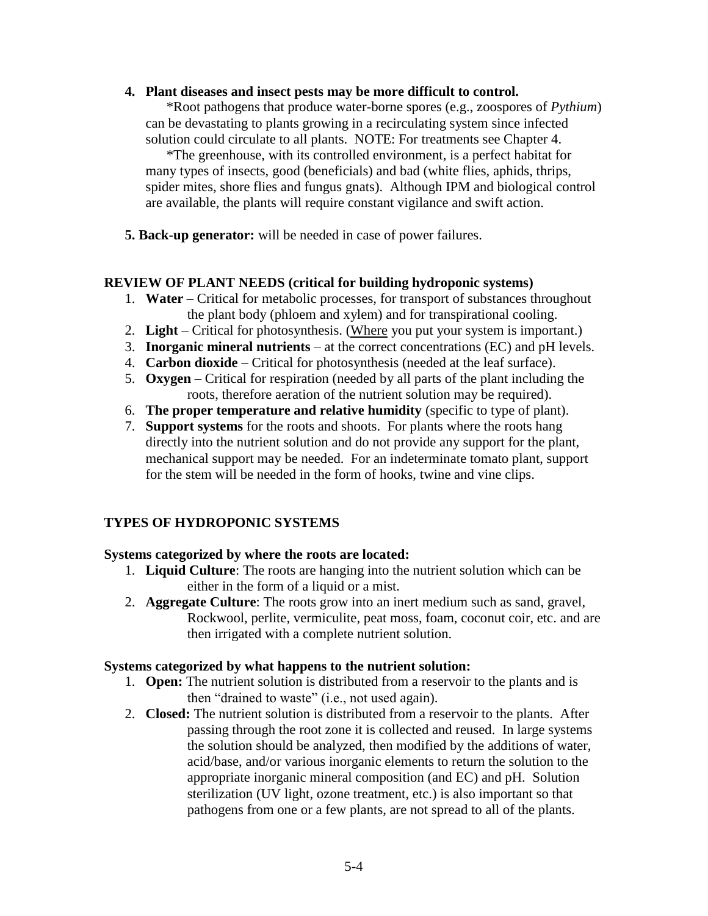4. **Plant diseases and insect pests may be more difficult to control.**

   *Root pathogens that produce water-borne spores (e.g., zoospores of *Pythium*) can be devastating to plants growing in a recirculating system since infected solution could circulate to all plants. NOTE: For treatments see Chapter 4.

   *The greenhouse, with its controlled environment, is a perfect habitat for many types of insects, good (beneficials) and bad (white flies, aphids, thrips, spider mites, shore flies and fungus gnats). Although IPM and biological control are available, the plants will require constant vigilance and swift action.

5. **Back-up generator:** will be needed in case of power failures.

## REVIEW OF PLANT NEEDS (critical for building hydroponic systems)

1. **Water** – Critical for metabolic processes, for transport of substances throughout the plant body (phloem and xylem) and for transpirational cooling.
2. **Light** – Critical for photosynthesis. (<u>Where</u> you put your system is important.)
3. **Inorganic mineral nutrients** – at the correct concentrations (EC) and pH levels.
4. **Carbon dioxide** – Critical for photosynthesis (needed at the leaf surface).
5. **Oxygen** – Critical for respiration (needed by all parts of the plant including the roots, therefore aeration of the nutrient solution may be required).
6. **The proper temperature and relative humidity** (specific to type of plant).
7. **Support systems** for the roots and shoots. For plants where the roots hang directly into the nutrient solution and do not provide any support for the plant, mechanical support may be needed. For an indeterminate tomato plant, support for the stem will be needed in the form of hooks, twine and vine clips.

## TYPES OF HYDROPONIC SYSTEMS

### Systems categorized by where the roots are located:

1. **Liquid Culture**: The roots are hanging into the nutrient solution which can be either in the form of a liquid or a mist.
2. **Aggregate Culture**: The roots grow into an inert medium such as sand, gravel, Rockwool, perlite, vermiculite, peat moss, foam, coconut coir, etc. and are then irrigated with a complete nutrient solution.

### Systems categorized by what happens to the nutrient solution:

1. **Open:** The nutrient solution is distributed from a reservoir to the plants and is then "drained to waste" (i.e., not used again).
2. **Closed:** The nutrient solution is distributed from a reservoir to the plants. After passing through the root zone it is collected and reused. In large systems the solution should be analyzed, then modified by the additions of water, acid/base, and/or various inorganic elements to return the solution to the appropriate inorganic mineral composition (and EC) and pH. Solution sterilization (UV light, ozone treatment, etc.) is also important so that pathogens from one or a few plants, are not spread to all of the plants.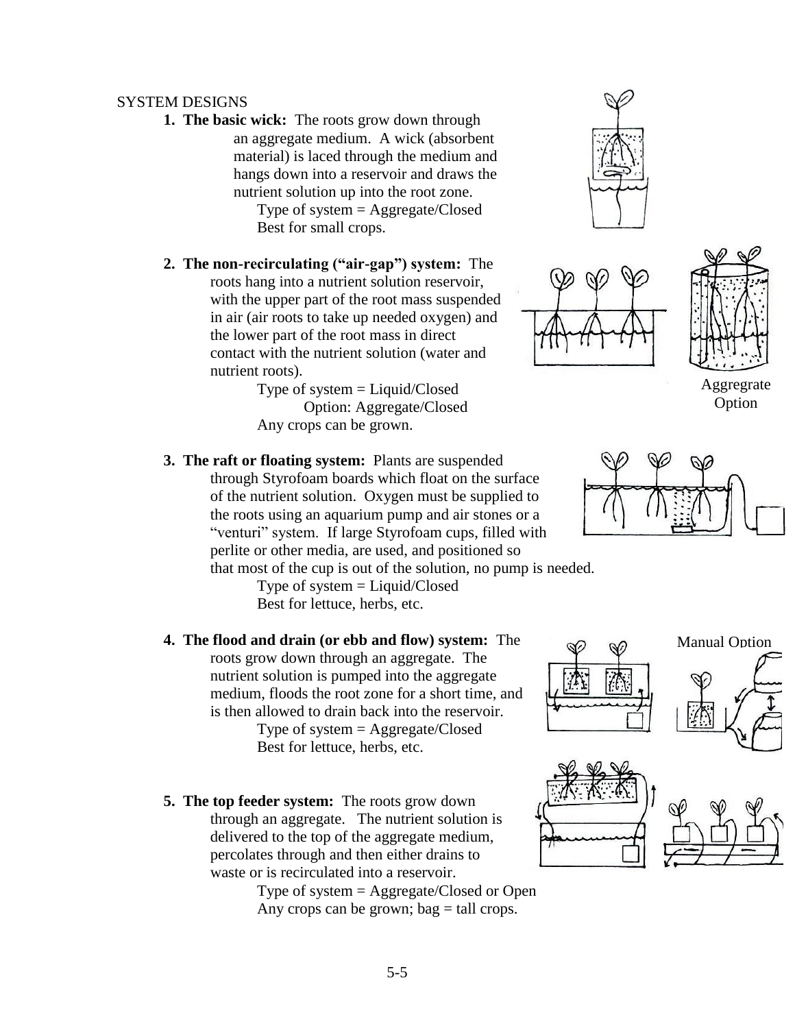SYSTEM DESIGNS

1. **The basic wick:** The roots grow down through an aggregate medium. A wick (absorbent material) is laced through the medium and hangs down into a reservoir and draws the nutrient solution up into the root zone.
   Type of system = Aggregate/Closed
   Best for small crops.

2. **The non-recirculating ("air-gap") system:** The roots hang into a nutrient solution reservoir, with the upper part of the root mass suspended in air (air roots to take up needed oxygen) and the lower part of the root mass in direct contact with the nutrient solution (water and nutrient roots).
   Type of system = Liquid/Closed
   Option: Aggregate/Closed
   Any crops can be grown.

   Aggregrate Option

3. **The raft or floating system:** Plants are suspended through Styrofoam boards which float on the surface of the nutrient solution. Oxygen must be supplied to the roots using an aquarium pump and air stones or a "venturi" system. If large Styrofoam cups, filled with perlite or other media, are used, and positioned so that most of the cup is out of the solution, no pump is needed.
   Type of system = Liquid/Closed
   Best for lettuce, herbs, etc.

4. **The flood and drain (or ebb and flow) system:** The roots grow down through an aggregate. The nutrient solution is pumped into the aggregate medium, floods the root zone for a short time, and is then allowed to drain back into the reservoir.
   Type of system = Aggregate/Closed
   Best for lettuce, herbs, etc.

   Manual Option

5. **The top feeder system:** The roots grow down through an aggregate. The nutrient solution is delivered to the top of the aggregate medium, percolates through and then either drains to waste or is recirculated into a reservoir.
   Type of system = Aggregate/Closed or Open
   Any crops can be grown; bag = tall crops.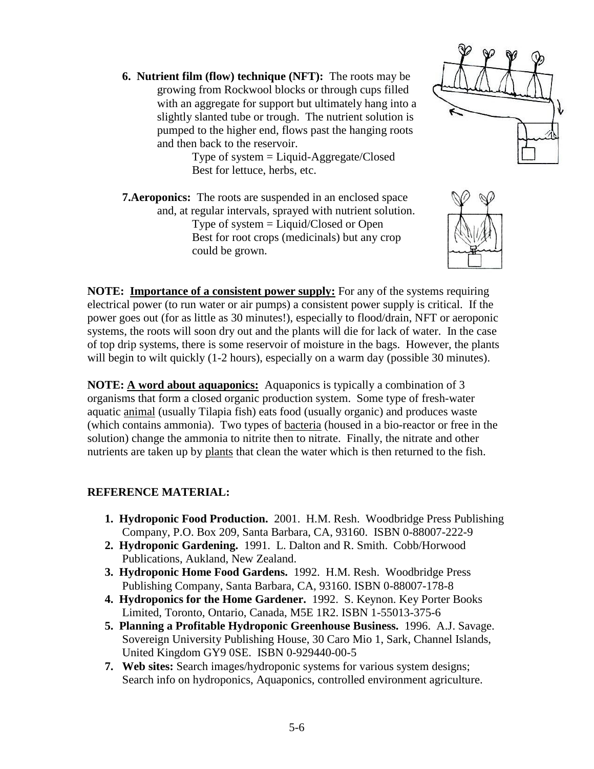6. **Nutrient film (flow) technique (NFT):** The roots may be growing from Rockwool blocks or through cups filled with an aggregate for support but ultimately hang into a slightly slanted tube or trough. The nutrient solution is pumped to the higher end, flows past the hanging roots and then back to the reservoir.

   Type of system = Liquid-Aggregate/Closed
   Best for lettuce, herbs, etc.

7. **Aeroponics:** The roots are suspended in an enclosed space and, at regular intervals, sprayed with nutrient solution.

   Type of system = Liquid/Closed or Open
   Best for root crops (medicinals) but any crop could be grown.

**NOTE: Importance of a consistent power supply:** For any of the systems requiring electrical power (to run water or air pumps) a consistent power supply is critical. If the power goes out (for as little as 30 minutes!), especially to flood/drain, NFT or aeroponic systems, the roots will soon dry out and the plants will die for lack of water. In the case of top drip systems, there is some reservoir of moisture in the bags. However, the plants will begin to wilt quickly (1-2 hours), especially on a warm day (possible 30 minutes).

**NOTE: A word about aquaponics:** Aquaponics is typically a combination of 3 organisms that form a closed organic production system. Some type of fresh-water aquatic animal (usually Tilapia fish) eats food (usually organic) and produces waste (which contains ammonia). Two types of bacteria (housed in a bio-reactor or free in the solution) change the ammonia to nitrite then to nitrate. Finally, the nitrate and other nutrients are taken up by plants that clean the water which is then returned to the fish.

**REFERENCE MATERIAL:**

1. **Hydroponic Food Production.** 2001. H.M. Resh. Woodbridge Press Publishing Company, P.O. Box 209, Santa Barbara, CA, 93160. ISBN 0-88007-222-9
2. **Hydroponic Gardening.** 1991. L. Dalton and R. Smith. Cobb/Horwood Publications, Aukland, New Zealand.
3. **Hydroponic Home Food Gardens.** 1992. H.M. Resh. Woodbridge Press Publishing Company, Santa Barbara, CA, 93160. ISBN 0-88007-178-8
4. **Hydroponics for the Home Gardener.** 1992. S. Keynon. Key Porter Books Limited, Toronto, Ontario, Canada, M5E 1R2. ISBN 1-55013-375-6
5. **Planning a Profitable Hydroponic Greenhouse Business.** 1996. A.J. Savage. Sovereign University Publishing House, 30 Caro Mio 1, Sark, Channel Islands, United Kingdom GY9 0SE. ISBN 0-929440-00-5
7. **Web sites:** Search images/hydroponic systems for various system designs; Search info on hydroponics, Aquaponics, controlled environment agriculture.